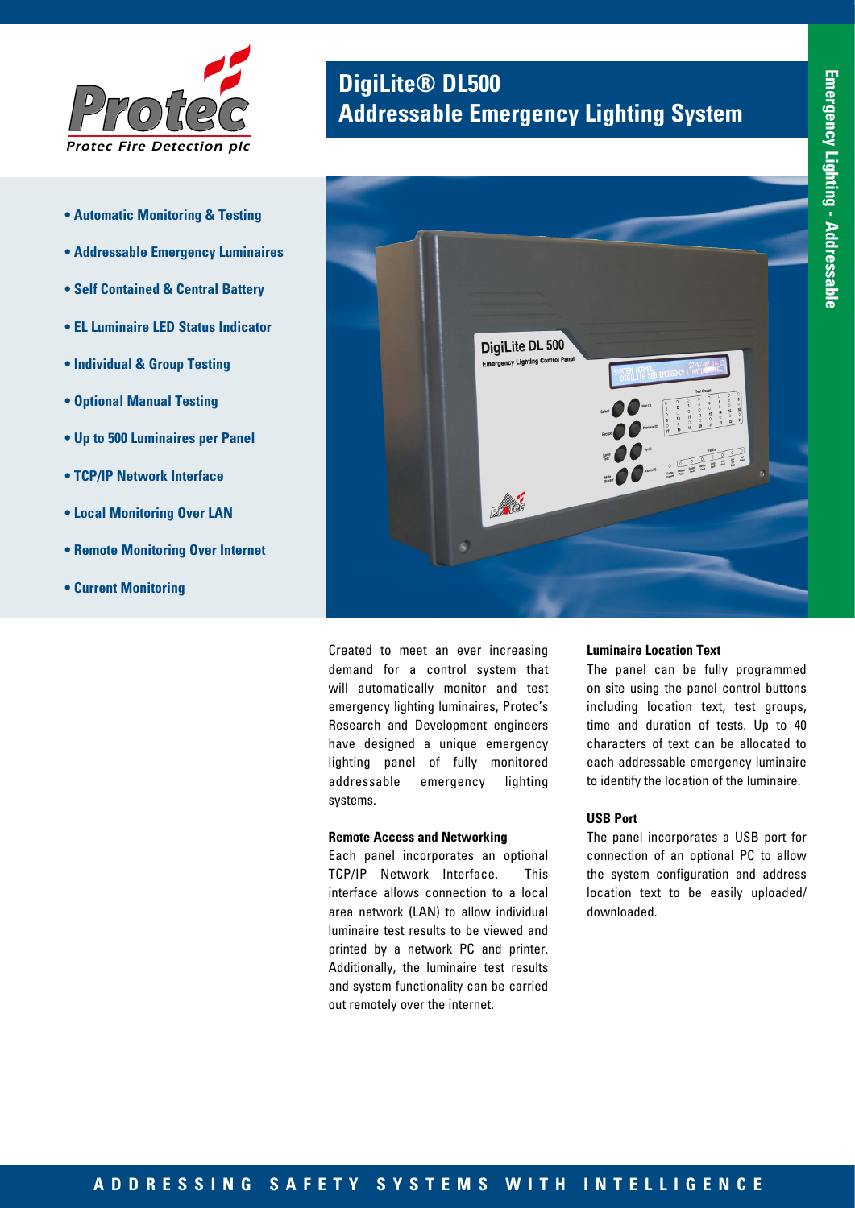# DigiLite® DL500
# Addressable Emergency Lighting System

Protec Fire Detection plc

Emergency Lighting - Addressable

- **Automatic Monitoring & Testing**
- **Addressable Emergency Luminaires**
- **Self Contained & Central Battery**
- **EL Luminaire LED Status Indicator**
- **Individual & Group Testing**
- **Optional Manual Testing**
- **Up to 500 Luminaires per Panel**
- **TCP/IP Network Interface**
- **Local Monitoring Over LAN**
- **Remote Monitoring Over Internet**
- **Current Monitoring**

Created to meet an ever increasing demand for a control system that will automatically monitor and test emergency lighting luminaires, Protec's Research and Development engineers have designed a unique emergency lighting panel of fully monitored addressable emergency lighting systems.

### Remote Access and Networking

Each panel incorporates an optional TCP/IP Network Interface. This interface allows connection to a local area network (LAN) to allow individual luminaire test results to be viewed and printed by a network PC and printer. Additionally, the luminaire test results and system functionality can be carried out remotely over the internet.

### Luminaire Location Text

The panel can be fully programmed on site using the panel control buttons including location text, test groups, time and duration of tests. Up to 40 characters of text can be allocated to each addressable emergency luminaire to identify the location of the luminaire.

### USB Port

The panel incorporates a USB port for connection of an optional PC to allow the system configuration and address location text to be easily uploaded/ downloaded.

**ADDRESSING SAFETY SYSTEMS WITH INTELLIGENCE**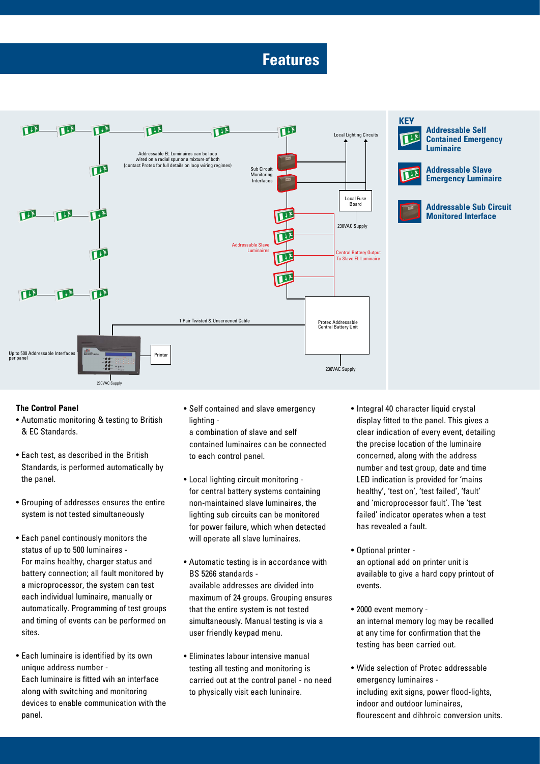# Features

Addressable EL Luminaires can be loop wired on a radial spur or a mixture of both (contact Protec for full details on loop wiring regimes)

Sub Circuit Monitoring Interfaces

Local Lighting Circuits

Local Fuse Board

230VAC Supply

Addressable Slave Luminaires

Central Battery Output To Slave EL Luminaire

1 Pair Twisted & Unscreened Cable

Protec Addressable Central Battery Unit

Up to 500 Addressable Interfaces per panel

Printer

230VAC Supply

230VAC Supply

**KEY**

- **Addressable Self Contained Emergency Luminaire**
- **Addressable Slave Emergency Luminaire**
- **Addressable Sub Circuit Monitored Interface**

### The Control Panel

- Automatic monitoring & testing to British & EC Standards.
- Each test, as described in the British Standards, is performed automatically by the panel.
- Grouping of addresses ensures the entire system is not tested simultaneously
- Each panel continously monitors the status of up to 500 luminaires - For mains healthy, charger status and battery connection; all fault monitored by a microprocessor, the system can test each individual luminaire, manually or automatically. Programming of test groups and timing of events can be performed on sites.
- Each luminaire is identified by its own unique address number - Each luminaire is fitted wih an interface along with switching and monitoring devices to enable communication with the panel.
- Self contained and slave emergency lighting - a combination of slave and self contained luminaires can be connected to each control panel.
- Local lighting circuit monitoring - for central battery systems containing non-maintained slave luminaires, the lighting sub circuits can be monitored for power failure, which when detected will operate all slave luminaires.
- Automatic testing is in accordance with BS 5266 standards - available addresses are divided into maximum of 24 groups. Grouping ensures that the entire system is not tested simultaneously. Manual testing is via a user friendly keypad menu.
- Eliminates labour intensive manual testing all testing and monitoring is carried out at the control panel - no need to physically visit each luninaire.
- Integral 40 character liquid crystal display fitted to the panel. This gives a clear indication of every event, detailing the precise location of the luminaire concerned, along with the address number and test group, date and time LED indication is provided for 'mains healthy', 'test on', 'test failed', 'fault' and 'microprocessor fault'. The 'test failed' indicator operates when a test has revealed a fault.
- Optional printer - an optional add on printer unit is available to give a hard copy printout of events.
- 2000 event memory - an internal memory log may be recalled at any time for confirmation that the testing has been carried out.
- Wide selection of Protec addressable emergency luminaires - including exit signs, power flood-lights, indoor and outdoor luminaires, flourescent and dihhroic conversion units.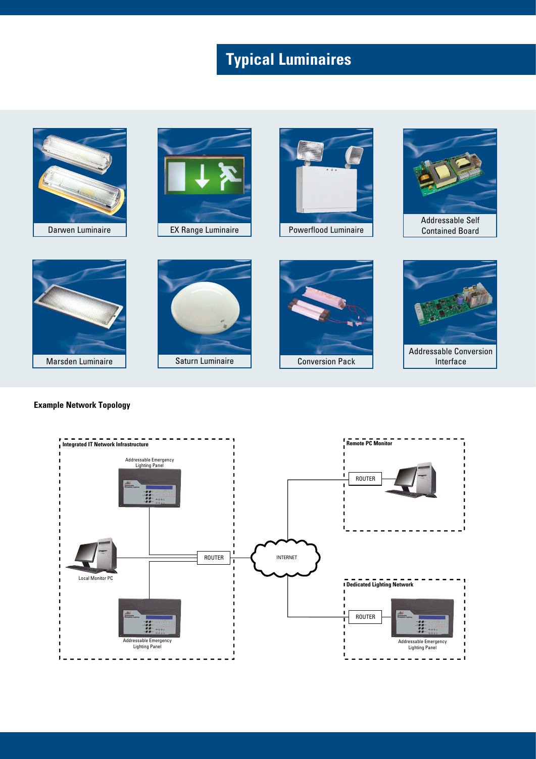# Typical Luminaires

Darwen Luminaire

EX Range Luminaire

Powerflood Luminaire

Addressable Self Contained Board

Marsden Luminaire

Saturn Luminaire

Conversion Pack

Addressable Conversion Interface

**Example Network Topology**

**Integrated IT Network Infrastructure**

Addressable Emergency Lighting Panel

Local Monitor PC

ROUTER

Addressable Emergency Lighting Panel

INTERNET

**Remote PC Monitor**

ROUTER

**Dedicated Lighting Network**

ROUTER

Addressable Emergency Lighting Panel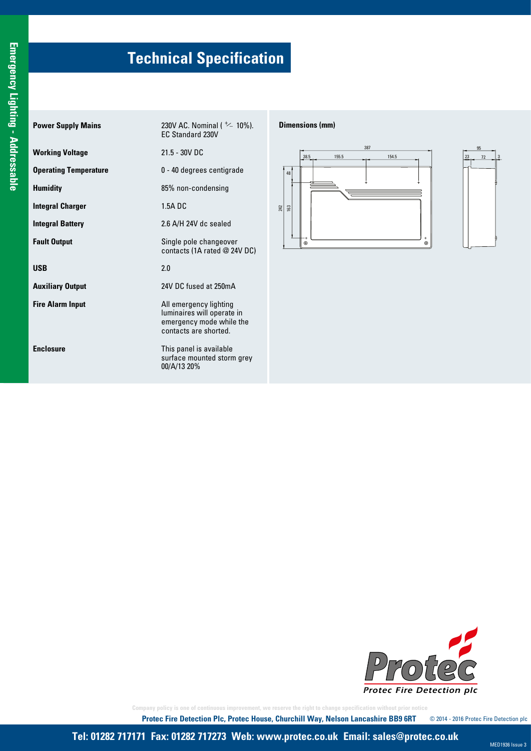# Technical Specification

| | |
|---|---|
| **Power Supply Mains** | 230V AC. Nominal ( +/- 10%). EC Standard 230V |
| **Working Voltage** | 21.5 - 30V DC |
| **Operating Temperature** | 0 - 40 degrees centigrade |
| **Humidity** | 85% non-condensing |
| **Integral Charger** | 1.5A DC |
| **Integral Battery** | 2.6 A/H 24V dc sealed |
| **Fault Output** | Single pole changeover contacts (1A rated @ 24V DC) |
| **USB** | 2.0 |
| **Auxiliary Output** | 24V DC fused at 250mA |
| **Fire Alarm Input** | All emergency lighting luminaires will operate in emergency mode while the contacts are shorted. |
| **Enclosure** | This panel is available surface mounted storm grey 00/A/13 20% |

**Dimensions (mm)**

387
38.5
155.5
154.5
48
242
163
95
23
72
3

Protec Fire Detection plc

Company policy is one of continuous improvement, we reserve the right to change specification without prior notice

**Protec Fire Detection Plc, Protec House, Churchill Way, Nelson Lancashire BB9 6RT** © 2014 - 2016 Protec Fire Detection plc

**Tel: 01282 717171 Fax: 01282 717273 Web: www.protec.co.uk Email: sales@protec.co.uk**

MED1936 Issue 3